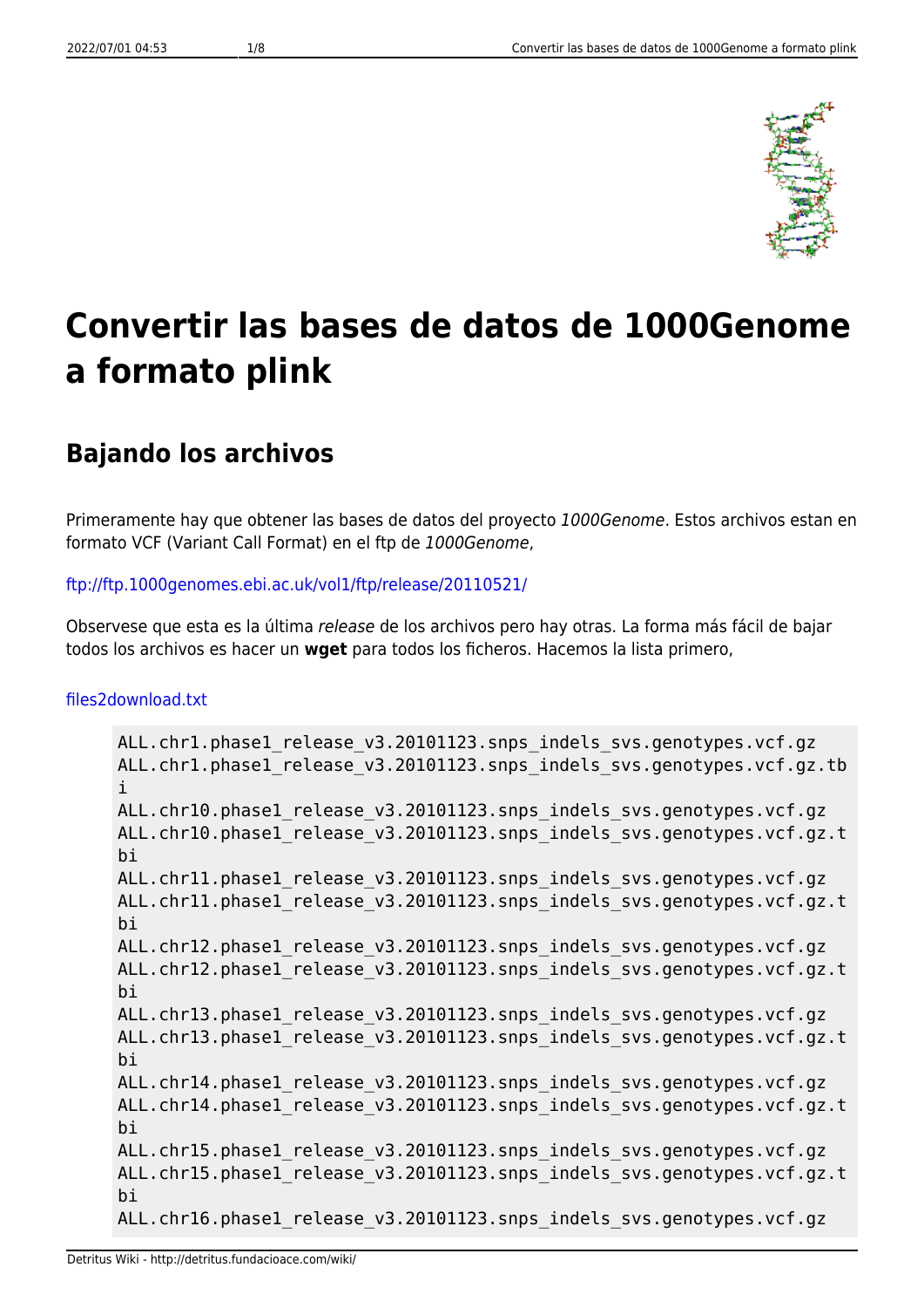# Convertir las bases de datos de 1000Genome a formato plink

## Bajando los archivos

Primeramente hay que obtener las bases de datos del proyecto *1000Genome*. Estos archivos estan en formato VCF (Variant Call Format) en el ftp de *1000Genome*,

ftp://ftp.1000genomes.ebi.ac.uk/vol1/ftp/release/20110521/

Observese que esta es la última *release* de los archivos pero hay otras. La forma más fácil de bajar todos los archivos es hacer un **wget** para todos los ficheros. Hacemos la lista primero,

files2download.txt

```
ALL.chr1.phase1_release_v3.20101123.snps_indels_svs.genotypes.vcf.gz
ALL.chr1.phase1_release_v3.20101123.snps_indels_svs.genotypes.vcf.gz.tbi
ALL.chr10.phase1_release_v3.20101123.snps_indels_svs.genotypes.vcf.gz
ALL.chr10.phase1_release_v3.20101123.snps_indels_svs.genotypes.vcf.gz.tbi
ALL.chr11.phase1_release_v3.20101123.snps_indels_svs.genotypes.vcf.gz
ALL.chr11.phase1_release_v3.20101123.snps_indels_svs.genotypes.vcf.gz.tbi
ALL.chr12.phase1_release_v3.20101123.snps_indels_svs.genotypes.vcf.gz
ALL.chr12.phase1_release_v3.20101123.snps_indels_svs.genotypes.vcf.gz.tbi
ALL.chr13.phase1_release_v3.20101123.snps_indels_svs.genotypes.vcf.gz
ALL.chr13.phase1_release_v3.20101123.snps_indels_svs.genotypes.vcf.gz.tbi
ALL.chr14.phase1_release_v3.20101123.snps_indels_svs.genotypes.vcf.gz
ALL.chr14.phase1_release_v3.20101123.snps_indels_svs.genotypes.vcf.gz.tbi
ALL.chr15.phase1_release_v3.20101123.snps_indels_svs.genotypes.vcf.gz
ALL.chr15.phase1_release_v3.20101123.snps_indels_svs.genotypes.vcf.gz.tbi
ALL.chr16.phase1_release_v3.20101123.snps_indels_svs.genotypes.vcf.gz
```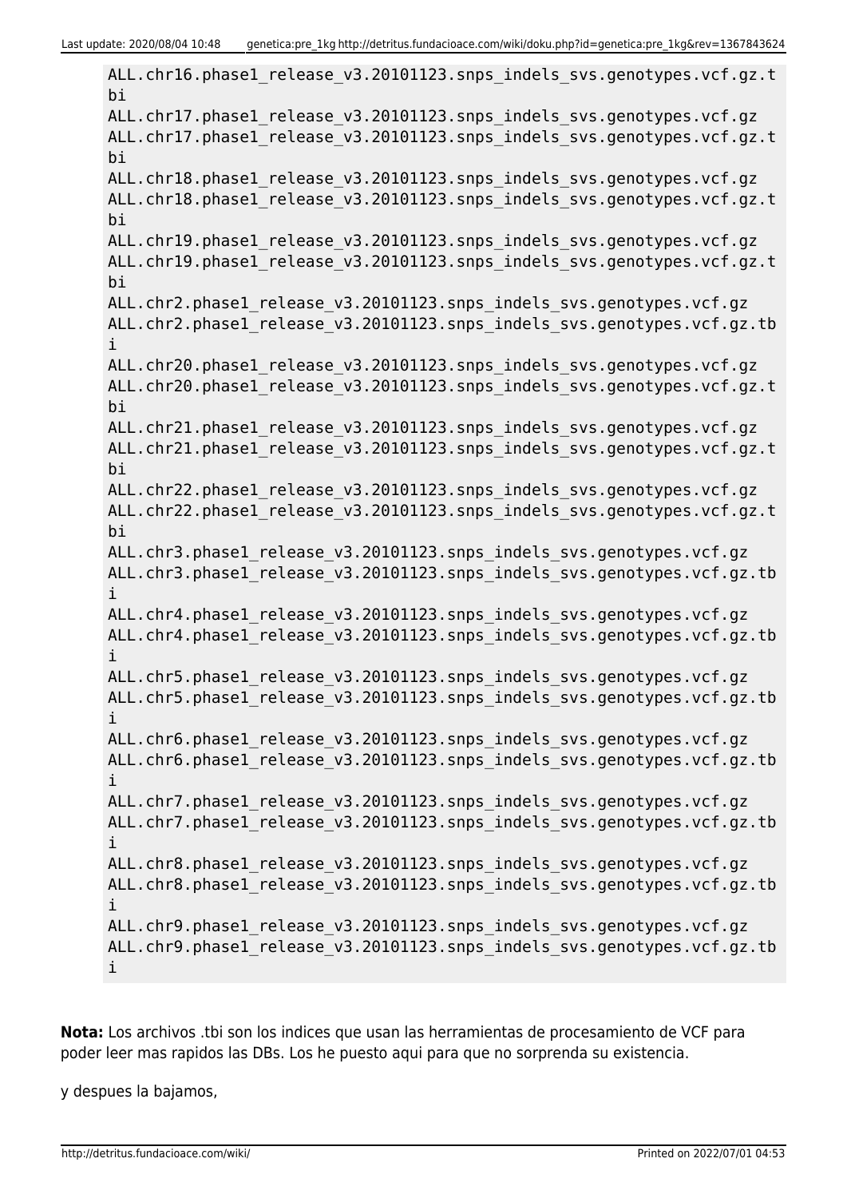```
ALL.chr16.phase1_release_v3.20101123.snps_indels_svs.genotypes.vcf.gz.tbi
ALL.chr17.phase1_release_v3.20101123.snps_indels_svs.genotypes.vcf.gz
ALL.chr17.phase1_release_v3.20101123.snps_indels_svs.genotypes.vcf.gz.tbi
ALL.chr18.phase1_release_v3.20101123.snps_indels_svs.genotypes.vcf.gz
ALL.chr18.phase1_release_v3.20101123.snps_indels_svs.genotypes.vcf.gz.tbi
ALL.chr19.phase1_release_v3.20101123.snps_indels_svs.genotypes.vcf.gz
ALL.chr19.phase1_release_v3.20101123.snps_indels_svs.genotypes.vcf.gz.tbi
ALL.chr2.phase1_release_v3.20101123.snps_indels_svs.genotypes.vcf.gz
ALL.chr2.phase1_release_v3.20101123.snps_indels_svs.genotypes.vcf.gz.tbi
ALL.chr20.phase1_release_v3.20101123.snps_indels_svs.genotypes.vcf.gz
ALL.chr20.phase1_release_v3.20101123.snps_indels_svs.genotypes.vcf.gz.tbi
ALL.chr21.phase1_release_v3.20101123.snps_indels_svs.genotypes.vcf.gz
ALL.chr21.phase1_release_v3.20101123.snps_indels_svs.genotypes.vcf.gz.tbi
ALL.chr22.phase1_release_v3.20101123.snps_indels_svs.genotypes.vcf.gz
ALL.chr22.phase1_release_v3.20101123.snps_indels_svs.genotypes.vcf.gz.tbi
ALL.chr3.phase1_release_v3.20101123.snps_indels_svs.genotypes.vcf.gz
ALL.chr3.phase1_release_v3.20101123.snps_indels_svs.genotypes.vcf.gz.tbi
ALL.chr4.phase1_release_v3.20101123.snps_indels_svs.genotypes.vcf.gz
ALL.chr4.phase1_release_v3.20101123.snps_indels_svs.genotypes.vcf.gz.tbi
ALL.chr5.phase1_release_v3.20101123.snps_indels_svs.genotypes.vcf.gz
ALL.chr5.phase1_release_v3.20101123.snps_indels_svs.genotypes.vcf.gz.tbi
ALL.chr6.phase1_release_v3.20101123.snps_indels_svs.genotypes.vcf.gz
ALL.chr6.phase1_release_v3.20101123.snps_indels_svs.genotypes.vcf.gz.tbi
ALL.chr7.phase1_release_v3.20101123.snps_indels_svs.genotypes.vcf.gz
ALL.chr7.phase1_release_v3.20101123.snps_indels_svs.genotypes.vcf.gz.tbi
ALL.chr8.phase1_release_v3.20101123.snps_indels_svs.genotypes.vcf.gz
ALL.chr8.phase1_release_v3.20101123.snps_indels_svs.genotypes.vcf.gz.tbi
ALL.chr9.phase1_release_v3.20101123.snps_indels_svs.genotypes.vcf.gz
ALL.chr9.phase1_release_v3.20101123.snps_indels_svs.genotypes.vcf.gz.tbi
```

**Nota:** Los archivos .tbi son los indices que usan las herramientas de procesamiento de VCF para poder leer mas rapidos las DBs. Los he puesto aqui para que no sorprenda su existencia.

y despues la bajamos,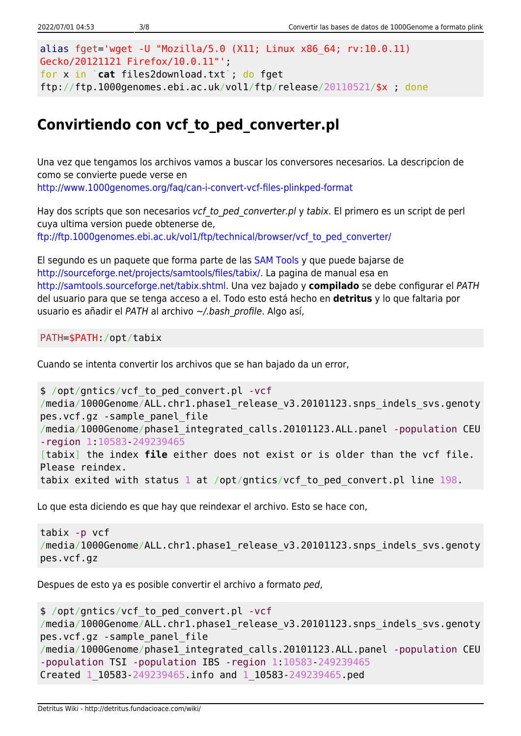```
alias fget='wget -U "Mozilla/5.0 (X11; Linux x86_64; rv:10.0.11)
Gecko/20121121 Firefox/10.0.11"';
for x in `cat files2download.txt`; do fget
ftp://ftp.1000genomes.ebi.ac.uk/vol1/ftp/release/20110521/$x ; done
```

## Convirtiendo con vcf_to_ped_converter.pl

Una vez que tengamos los archivos vamos a buscar los conversores necesarios. La descripcion de como se convierte puede verse en http://www.1000genomes.org/faq/can-i-convert-vcf-files-plinkped-format

Hay dos scripts que son necesarios *vcf_to_ped_converter.pl* y *tabix*. El primero es un script de perl cuya ultima version puede obtenerse de, ftp://ftp.1000genomes.ebi.ac.uk/vol1/ftp/technical/browser/vcf_to_ped_converter/

El segundo es un paquete que forma parte de las SAM Tools y que puede bajarse de http://sourceforge.net/projects/samtools/files/tabix/. La pagina de manual esa en http://samtools.sourceforge.net/tabix.shtml. Una vez bajado y **compilado** se debe configurar el *PATH* del usuario para que se tenga acceso a el. Todo esto está hecho en **detritus** y lo que faltaria por usuario es añadir el *PATH* al archivo *~/.bash_profile*. Algo así,

```
PATH=$PATH:/opt/tabix
```

Cuando se intenta convertir los archivos que se han bajado da un error,

```
$ /opt/gntics/vcf_to_ped_convert.pl -vcf
/media/1000Genome/ALL.chr1.phase1_release_v3.20101123.snps_indels_svs.genoty
pes.vcf.gz -sample_panel_file
/media/1000Genome/phase1_integrated_calls.20101123.ALL.panel -population CEU
-region 1:10583-249239465
[tabix] the index file either does not exist or is older than the vcf file.
Please reindex.
tabix exited with status 1 at /opt/gntics/vcf_to_ped_convert.pl line 198.
```

Lo que esta diciendo es que hay que reindexar el archivo. Esto se hace con,

```
tabix -p vcf
/media/1000Genome/ALL.chr1.phase1_release_v3.20101123.snps_indels_svs.genoty
pes.vcf.gz
```

Despues de esto ya es posible convertir el archivo a formato *ped*,

```
$ /opt/gntics/vcf_to_ped_convert.pl -vcf
/media/1000Genome/ALL.chr1.phase1_release_v3.20101123.snps_indels_svs.genoty
pes.vcf.gz -sample_panel_file
/media/1000Genome/phase1_integrated_calls.20101123.ALL.panel -population CEU
-population TSI -population IBS -region 1:10583-249239465
Created 1_10583-249239465.info and 1_10583-249239465.ped
```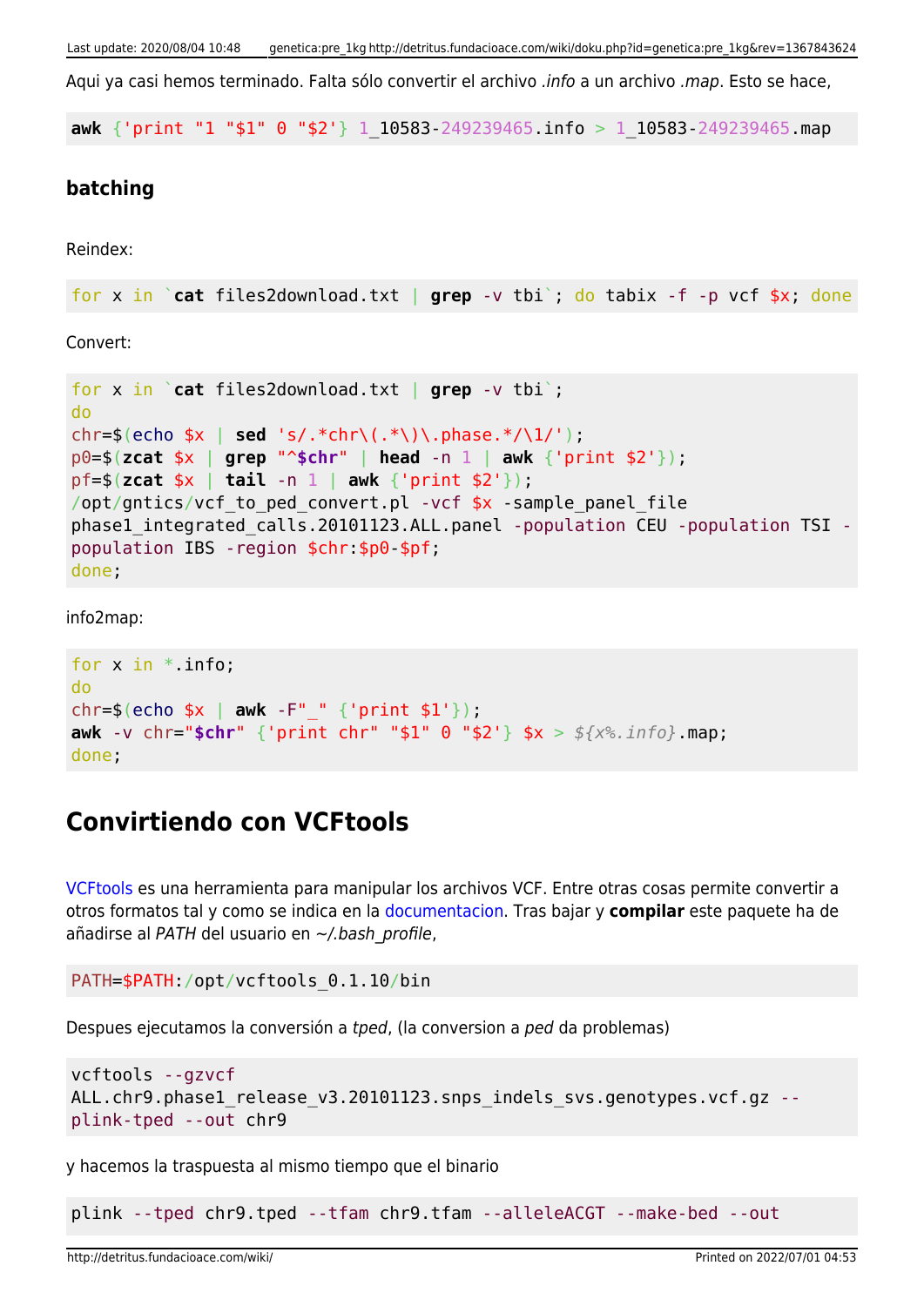Aqui ya casi hemos terminado. Falta sólo convertir el archivo *.info* a un archivo *.map*. Esto se hace,

```
awk {'print "1 "$1" 0 "$2'} 1_10583-249239465.info > 1_10583-249239465.map
```

### batching

Reindex:

```
for x in `cat files2download.txt | grep -v tbi`; do tabix -f -p vcf $x; done
```

Convert:

```
for x in `cat files2download.txt | grep -v tbi`;
do
chr=$(echo $x | sed 's/.*chr\(.*\)\.phase.*/\1/');
p0=$(zcat $x | grep "^$chr" | head -n 1 | awk {'print $2'});
pf=$(zcat $x | tail -n 1 | awk {'print $2'});
/opt/gntics/vcf_to_ped_convert.pl -vcf $x -sample_panel_file
phase1_integrated_calls.20101123.ALL.panel -population CEU -population TSI -
population IBS -region $chr:$p0-$pf;
done;
```

info2map:

```
for x in *.info;
do
chr=$(echo $x | awk -F"_" {'print $1'});
awk -v chr="$chr" {'print chr" "$1" 0 "$2'} $x > ${x%.info}.map;
done;
```

## Convirtiendo con VCFtools

VCFtools es una herramienta para manipular los archivos VCF. Entre otras cosas permite convertir a otros formatos tal y como se indica en la documentacion. Tras bajar y **compilar** este paquete ha de añadirse al *PATH* del usuario en *~/.bash_profile*,

```
PATH=$PATH:/opt/vcftools_0.1.10/bin
```

Despues ejecutamos la conversión a *tped*, (la conversion a *ped* da problemas)

```
vcftools --gzvcf
ALL.chr9.phase1_release_v3.20101123.snps_indels_svs.genotypes.vcf.gz --
plink-tped --out chr9
```

y hacemos la traspuesta al mismo tiempo que el binario

```
plink --tped chr9.tped --tfam chr9.tfam --alleleACGT --make-bed --out
```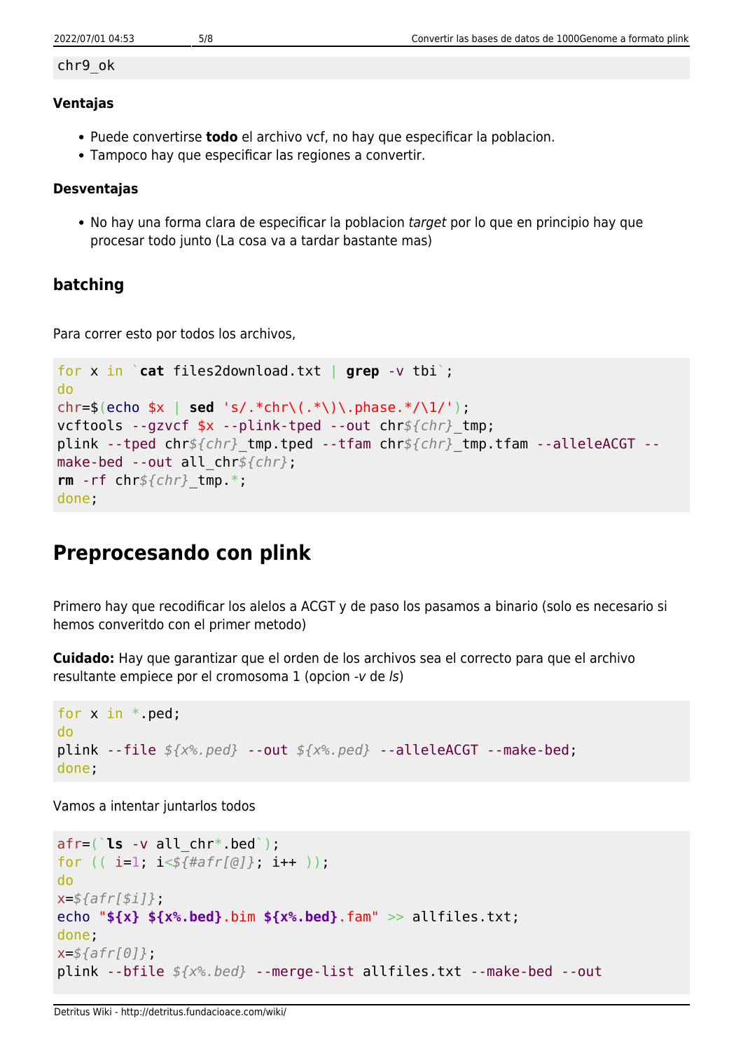```
chr9_ok
```

### Ventajas

- Puede convertirse **todo** el archivo vcf, no hay que especificar la poblacion.
- Tampoco hay que especificar las regiones a convertir.

### Desventajas

- No hay una forma clara de especificar la poblacion *target* por lo que en principio hay que procesar todo junto (La cosa va a tardar bastante mas)

### batching

Para correr esto por todos los archivos,

```
for x in `cat files2download.txt | grep -v tbi`;
do
chr=$(echo $x | sed 's/.*chr\(.*\)\.phase.*/\1/');
vcftools --gzvcf $x --plink-tped --out chr${chr}_tmp;
plink --tped chr${chr}_tmp.tped --tfam chr${chr}_tmp.tfam --alleleACGT --make-bed --out all_chr${chr};
rm -rf chr${chr}_tmp.*;
done;
```

## Preprocesando con plink

Primero hay que recodificar los alelos a ACGT y de paso los pasamos a binario (solo es necesario si hemos converitdo con el primer metodo)

**Cuidado:** Hay que garantizar que el orden de los archivos sea el correcto para que el archivo resultante empiece por el cromosoma 1 (opcion *-v* de *ls*)

```
for x in *.ped;
do
plink --file ${x%.ped} --out ${x%.ped} --alleleACGT --make-bed;
done;
```

Vamos a intentar juntarlos todos

```
afr=(`ls -v all_chr*.bed`);
for (( i=1; i<${#afr[@]}; i++ ));
do
x=${afr[$i]};
echo "${x} ${x%.bed}.bim ${x%.bed}.fam" >> allfiles.txt;
done;
x=${afr[0]};
plink --bfile ${x%.bed} --merge-list allfiles.txt --make-bed --out
```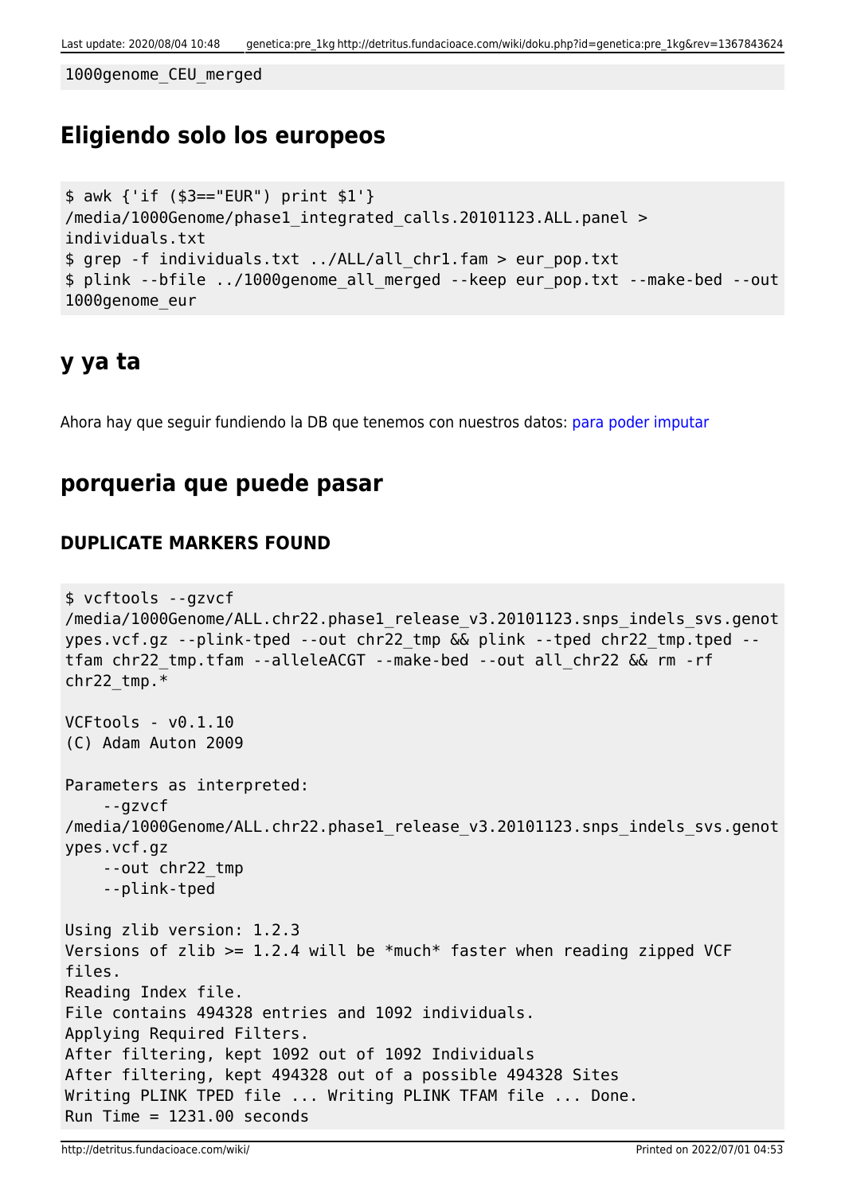```
1000genome_CEU_merged
```

## Eligiendo solo los europeos

```
$ awk {'if ($3=="EUR") print $1'}
/media/1000Genome/phase1_integrated_calls.20101123.ALL.panel >
individuals.txt
$ grep -f individuals.txt ../ALL/all_chr1.fam > eur_pop.txt
$ plink --bfile ../1000genome_all_merged --keep eur_pop.txt --make-bed --out
1000genome_eur
```

## y ya ta

Ahora hay que seguir fundiendo la DB que tenemos con nuestros datos: para poder imputar

## porqueria que puede pasar

### DUPLICATE MARKERS FOUND

```
$ vcftools --gzvcf
/media/1000Genome/ALL.chr22.phase1_release_v3.20101123.snps_indels_svs.genot
ypes.vcf.gz --plink-tped --out chr22_tmp && plink --tped chr22_tmp.tped --
tfam chr22_tmp.tfam --alleleACGT --make-bed --out all_chr22 && rm -rf
chr22_tmp.*

VCFtools - v0.1.10
(C) Adam Auton 2009

Parameters as interpreted:
    --gzvcf
/media/1000Genome/ALL.chr22.phase1_release_v3.20101123.snps_indels_svs.genot
ypes.vcf.gz
    --out chr22_tmp
    --plink-tped

Using zlib version: 1.2.3
Versions of zlib >= 1.2.4 will be *much* faster when reading zipped VCF
files.
Reading Index file.
File contains 494328 entries and 1092 individuals.
Applying Required Filters.
After filtering, kept 1092 out of 1092 Individuals
After filtering, kept 494328 out of a possible 494328 Sites
Writing PLINK TPED file ... Writing PLINK TFAM file ... Done.
Run Time = 1231.00 seconds
```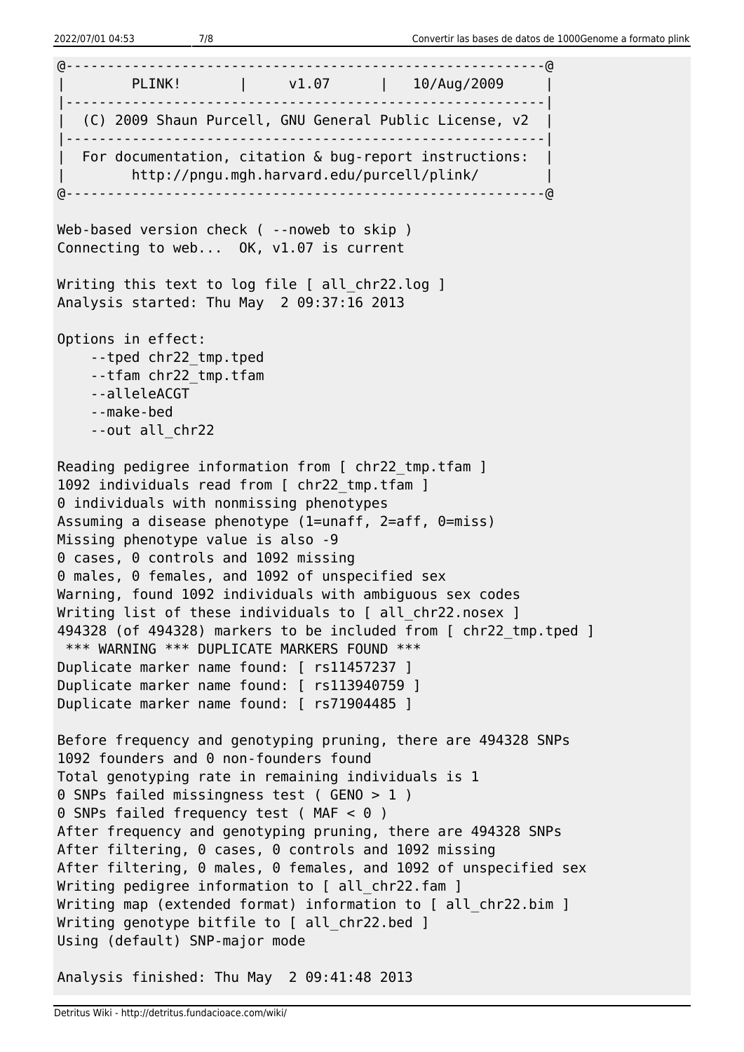```
@----------------------------------------------------------@
|        PLINK!       |     v1.07      |   10/Aug/2009     |
|----------------------------------------------------------|
|  (C) 2009 Shaun Purcell, GNU General Public License, v2  |
|----------------------------------------------------------|
|  For documentation, citation & bug-report instructions:  |
|        http://pngu.mgh.harvard.edu/purcell/plink/        |
@----------------------------------------------------------@

Web-based version check ( --noweb to skip )
Connecting to web...  OK, v1.07 is current

Writing this text to log file [ all_chr22.log ]
Analysis started: Thu May  2 09:37:16 2013

Options in effect:
    --tped chr22_tmp.tped
    --tfam chr22_tmp.tfam
    --alleleACGT
    --make-bed
    --out all_chr22

Reading pedigree information from [ chr22_tmp.tfam ]
1092 individuals read from [ chr22_tmp.tfam ]
0 individuals with nonmissing phenotypes
Assuming a disease phenotype (1=unaff, 2=aff, 0=miss)
Missing phenotype value is also -9
0 cases, 0 controls and 1092 missing
0 males, 0 females, and 1092 of unspecified sex
Warning, found 1092 individuals with ambiguous sex codes
Writing list of these individuals to [ all_chr22.nosex ]
494328 (of 494328) markers to be included from [ chr22_tmp.tped ]
 *** WARNING *** DUPLICATE MARKERS FOUND ***
Duplicate marker name found: [ rs11457237 ]
Duplicate marker name found: [ rs113940759 ]
Duplicate marker name found: [ rs71904485 ]

Before frequency and genotyping pruning, there are 494328 SNPs
1092 founders and 0 non-founders found
Total genotyping rate in remaining individuals is 1
0 SNPs failed missingness test ( GENO > 1 )
0 SNPs failed frequency test ( MAF < 0 )
After frequency and genotyping pruning, there are 494328 SNPs
After filtering, 0 cases, 0 controls and 1092 missing
After filtering, 0 males, 0 females, and 1092 of unspecified sex
Writing pedigree information to [ all_chr22.fam ]
Writing map (extended format) information to [ all_chr22.bim ]
Writing genotype bitfile to [ all_chr22.bed ]
Using (default) SNP-major mode

Analysis finished: Thu May  2 09:41:48 2013
```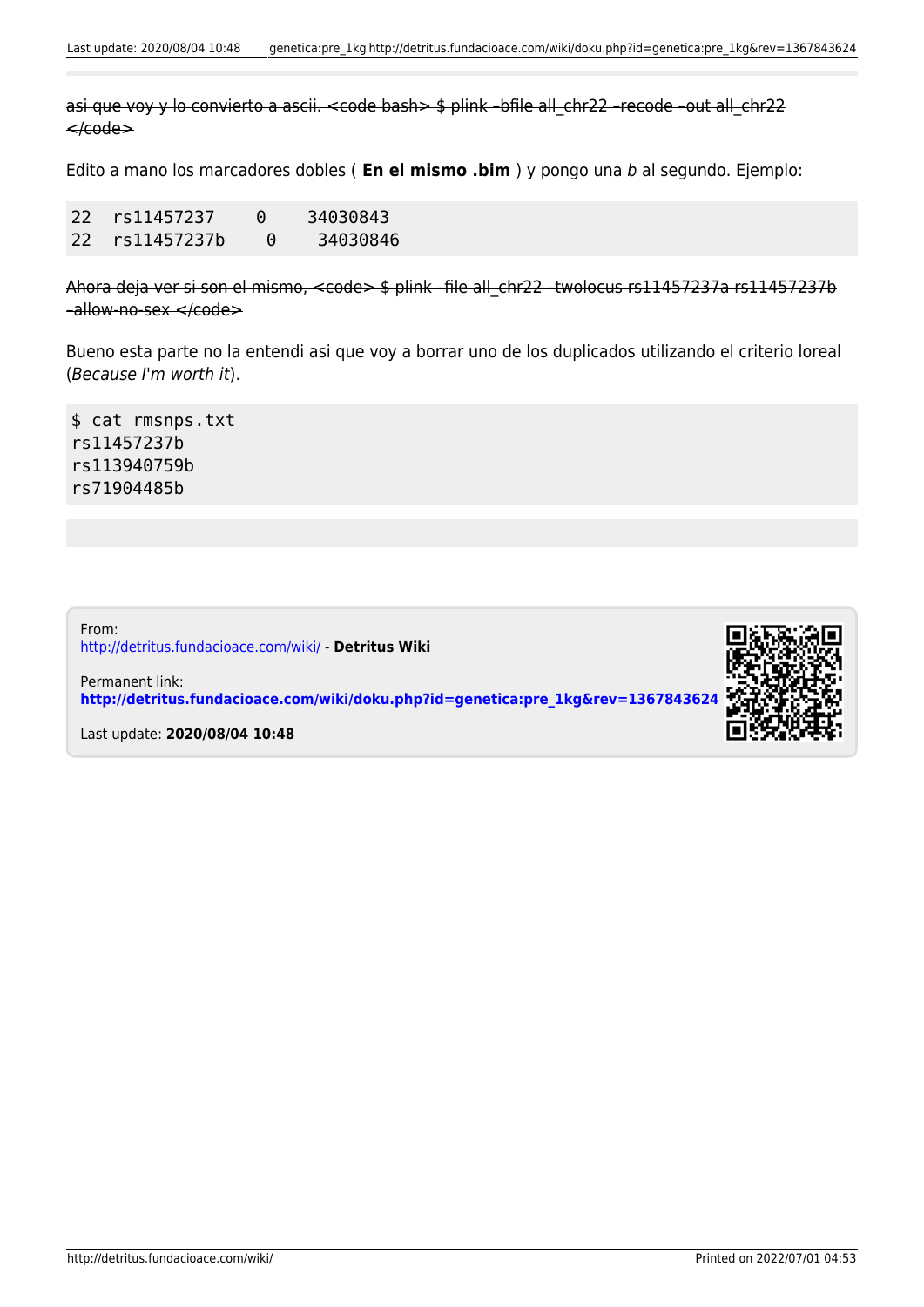~~asi que voy y lo convierto a ascii. <code bash> $ plink –bfile all_chr22 –recode –out all_chr22 </code>~~

Edito a mano los marcadores dobles ( **En el mismo .bim** ) y pongo una *b* al segundo. Ejemplo:

```
22  rs11457237    0    34030843
22  rs11457237b    0    34030846
```

~~Ahora deja ver si son el mismo, <code> $ plink –file all_chr22 –twolocus rs11457237a rs11457237b –allow-no-sex </code>~~

Bueno esta parte no la entendi asi que voy a borrar uno de los duplicados utilizando el criterio loreal (*Because I'm worth it*).

```
$ cat rmsnps.txt
rs11457237b
rs113940759b
rs71904485b
```

From:
http://detritus.fundacioace.com/wiki/ - **Detritus Wiki**

Permanent link:
**http://detritus.fundacioace.com/wiki/doku.php?id=genetica:pre_1kg&rev=1367843624**

Last update: **2020/08/04 10:48**